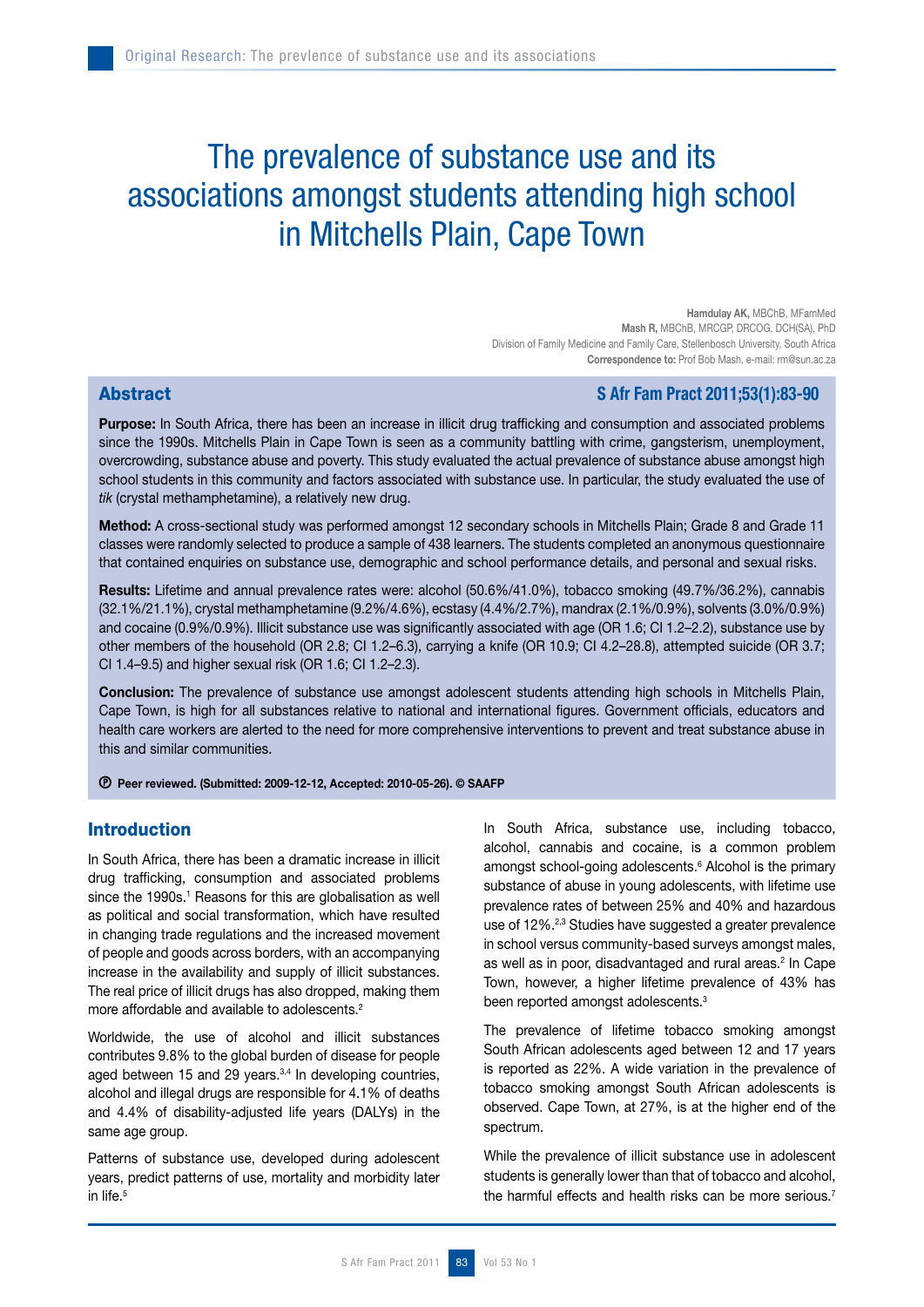# The prevalence of substance use and its associations amongst students attending high school in Mitchells Plain, Cape Town

**Hamdulay AK,** MBChB, MFamMed
**Mash R,** MBChB, MRCGP, DRCOG, DCH(SA), PhD
Division of Family Medicine and Family Care, Stellenbosch University, South Africa
**Correspondence to:** Prof Bob Mash, e-mail: rm@sun.ac.za

## Abstract

**Purpose:** In South Africa, there has been an increase in illicit drug trafficking and consumption and associated problems since the 1990s. Mitchells Plain in Cape Town is seen as a community battling with crime, gangsterism, unemployment, overcrowding, substance abuse and poverty. This study evaluated the actual prevalence of substance abuse amongst high school students in this community and factors associated with substance use. In particular, the study evaluated the use of *tik* (crystal methamphetamine), a relatively new drug.

**Method:** A cross-sectional study was performed amongst 12 secondary schools in Mitchells Plain; Grade 8 and Grade 11 classes were randomly selected to produce a sample of 438 learners. The students completed an anonymous questionnaire that contained enquiries on substance use, demographic and school performance details, and personal and sexual risks.

**Results:** Lifetime and annual prevalence rates were: alcohol (50.6%/41.0%), tobacco smoking (49.7%/36.2%), cannabis (32.1%/21.1%), crystal methamphetamine (9.2%/4.6%), ecstasy (4.4%/2.7%), mandrax (2.1%/0.9%), solvents (3.0%/0.9%) and cocaine (0.9%/0.9%). Illicit substance use was significantly associated with age (OR 1.6; CI 1.2–2.2), substance use by other members of the household (OR 2.8; CI 1.2–6.3), carrying a knife (OR 10.9; CI 4.2–28.8), attempted suicide (OR 3.7; CI 1.4–9.5) and higher sexual risk (OR 1.6; CI 1.2–2.3).

**Conclusion:** The prevalence of substance use amongst adolescent students attending high schools in Mitchells Plain, Cape Town, is high for all substances relative to national and international figures. Government officials, educators and health care workers are alerted to the need for more comprehensive interventions to prevent and treat substance abuse in this and similar communities.

**Ⓟ Peer reviewed. (Submitted: 2009-12-12, Accepted: 2010-05-26). © SAAFP**

## Introduction

In South Africa, there has been a dramatic increase in illicit drug trafficking, consumption and associated problems since the 1990s.[1] Reasons for this are globalisation as well as political and social transformation, which have resulted in changing trade regulations and the increased movement of people and goods across borders, with an accompanying increase in the availability and supply of illicit substances. The real price of illicit drugs has also dropped, making them more affordable and available to adolescents.[2]

Worldwide, the use of alcohol and illicit substances contributes 9.8% to the global burden of disease for people aged between 15 and 29 years.[3,4] In developing countries, alcohol and illegal drugs are responsible for 4.1% of deaths and 4.4% of disability-adjusted life years (DALYs) in the same age group.

Patterns of substance use, developed during adolescent years, predict patterns of use, mortality and morbidity later in life.[5]

In South Africa, substance use, including tobacco, alcohol, cannabis and cocaine, is a common problem amongst school-going adolescents.[6] Alcohol is the primary substance of abuse in young adolescents, with lifetime use prevalence rates of between 25% and 40% and hazardous use of 12%.[2,3] Studies have suggested a greater prevalence in school versus community-based surveys amongst males, as well as in poor, disadvantaged and rural areas.[2] In Cape Town, however, a higher lifetime prevalence of 43% has been reported amongst adolescents.[3]

The prevalence of lifetime tobacco smoking amongst South African adolescents aged between 12 and 17 years is reported as 22%. A wide variation in the prevalence of tobacco smoking amongst South African adolescents is observed. Cape Town, at 27%, is at the higher end of the spectrum.

While the prevalence of illicit substance use in adolescent students is generally lower than that of tobacco and alcohol, the harmful effects and health risks can be more serious.[7]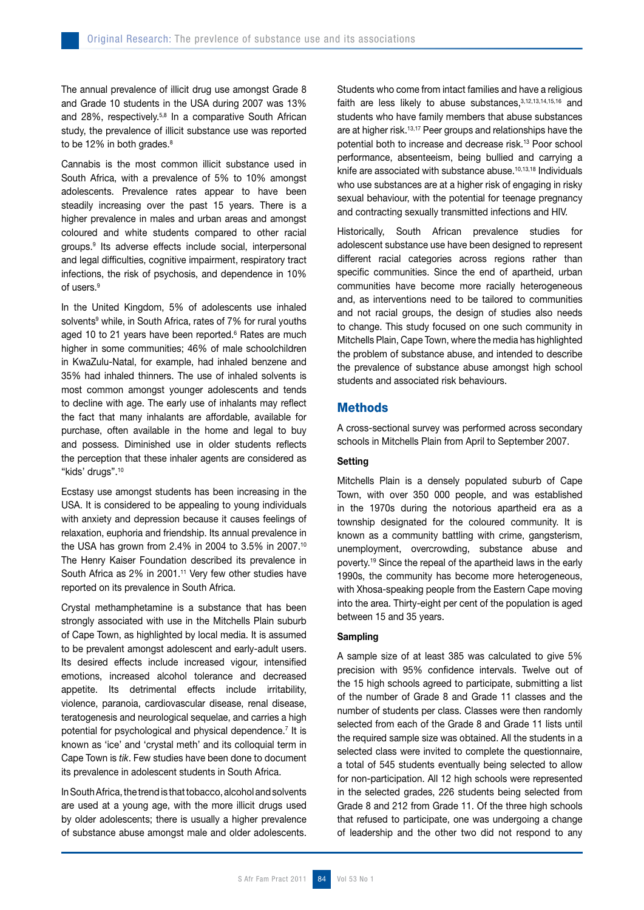The annual prevalence of illicit drug use amongst Grade 8 and Grade 10 students in the USA during 2007 was 13% and 28%, respectively.[5,8] In a comparative South African study, the prevalence of illicit substance use was reported to be 12% in both grades.[8]

Cannabis is the most common illicit substance used in South Africa, with a prevalence of 5% to 10% amongst adolescents. Prevalence rates appear to have been steadily increasing over the past 15 years. There is a higher prevalence in males and urban areas and amongst coloured and white students compared to other racial groups.[9] Its adverse effects include social, interpersonal and legal difficulties, cognitive impairment, respiratory tract infections, the risk of psychosis, and dependence in 10% of users.[9]

In the United Kingdom, 5% of adolescents use inhaled solvents[9] while, in South Africa, rates of 7% for rural youths aged 10 to 21 years have been reported.[6] Rates are much higher in some communities; 46% of male schoolchildren in KwaZulu-Natal, for example, had inhaled benzene and 35% had inhaled thinners. The use of inhaled solvents is most common amongst younger adolescents and tends to decline with age. The early use of inhalants may reflect the fact that many inhalants are affordable, available for purchase, often available in the home and legal to buy and possess. Diminished use in older students reflects the perception that these inhaler agents are considered as "kids' drugs".[10]

Ecstasy use amongst students has been increasing in the USA. It is considered to be appealing to young individuals with anxiety and depression because it causes feelings of relaxation, euphoria and friendship. Its annual prevalence in the USA has grown from 2.4% in 2004 to 3.5% in 2007.[10] The Henry Kaiser Foundation described its prevalence in South Africa as 2% in 2001.[11] Very few other studies have reported on its prevalence in South Africa.

Crystal methamphetamine is a substance that has been strongly associated with use in the Mitchells Plain suburb of Cape Town, as highlighted by local media. It is assumed to be prevalent amongst adolescent and early-adult users. Its desired effects include increased vigour, intensified emotions, increased alcohol tolerance and decreased appetite. Its detrimental effects include irritability, violence, paranoia, cardiovascular disease, renal disease, teratogenesis and neurological sequelae, and carries a high potential for psychological and physical dependence.[7] It is known as 'ice' and 'crystal meth' and its colloquial term in Cape Town is *tik*. Few studies have been done to document its prevalence in adolescent students in South Africa.

In South Africa, the trend is that tobacco, alcohol and solvents are used at a young age, with the more illicit drugs used by older adolescents; there is usually a higher prevalence of substance abuse amongst male and older adolescents. Students who come from intact families and have a religious faith are less likely to abuse substances,[3,12,13,14,15,16] and students who have family members that abuse substances are at higher risk.[13,17] Peer groups and relationships have the potential both to increase and decrease risk.[13] Poor school performance, absenteeism, being bullied and carrying a knife are associated with substance abuse.[10,13,18] Individuals who use substances are at a higher risk of engaging in risky sexual behaviour, with the potential for teenage pregnancy and contracting sexually transmitted infections and HIV.

Historically, South African prevalence studies for adolescent substance use have been designed to represent different racial categories across regions rather than specific communities. Since the end of apartheid, urban communities have become more racially heterogeneous and, as interventions need to be tailored to communities and not racial groups, the design of studies also needs to change. This study focused on one such community in Mitchells Plain, Cape Town, where the media has highlighted the problem of substance abuse, and intended to describe the prevalence of substance abuse amongst high school students and associated risk behaviours.

## Methods

A cross-sectional survey was performed across secondary schools in Mitchells Plain from April to September 2007.

### Setting

Mitchells Plain is a densely populated suburb of Cape Town, with over 350 000 people, and was established in the 1970s during the notorious apartheid era as a township designated for the coloured community. It is known as a community battling with crime, gangsterism, unemployment, overcrowding, substance abuse and poverty.[19] Since the repeal of the apartheid laws in the early 1990s, the community has become more heterogeneous, with Xhosa-speaking people from the Eastern Cape moving into the area. Thirty-eight per cent of the population is aged between 15 and 35 years.

### Sampling

A sample size of at least 385 was calculated to give 5% precision with 95% confidence intervals. Twelve out of the 15 high schools agreed to participate, submitting a list of the number of Grade 8 and Grade 11 classes and the number of students per class. Classes were then randomly selected from each of the Grade 8 and Grade 11 lists until the required sample size was obtained. All the students in a selected class were invited to complete the questionnaire, a total of 545 students eventually being selected to allow for non-participation. All 12 high schools were represented in the selected grades, 226 students being selected from Grade 8 and 212 from Grade 11. Of the three high schools that refused to participate, one was undergoing a change of leadership and the other two did not respond to any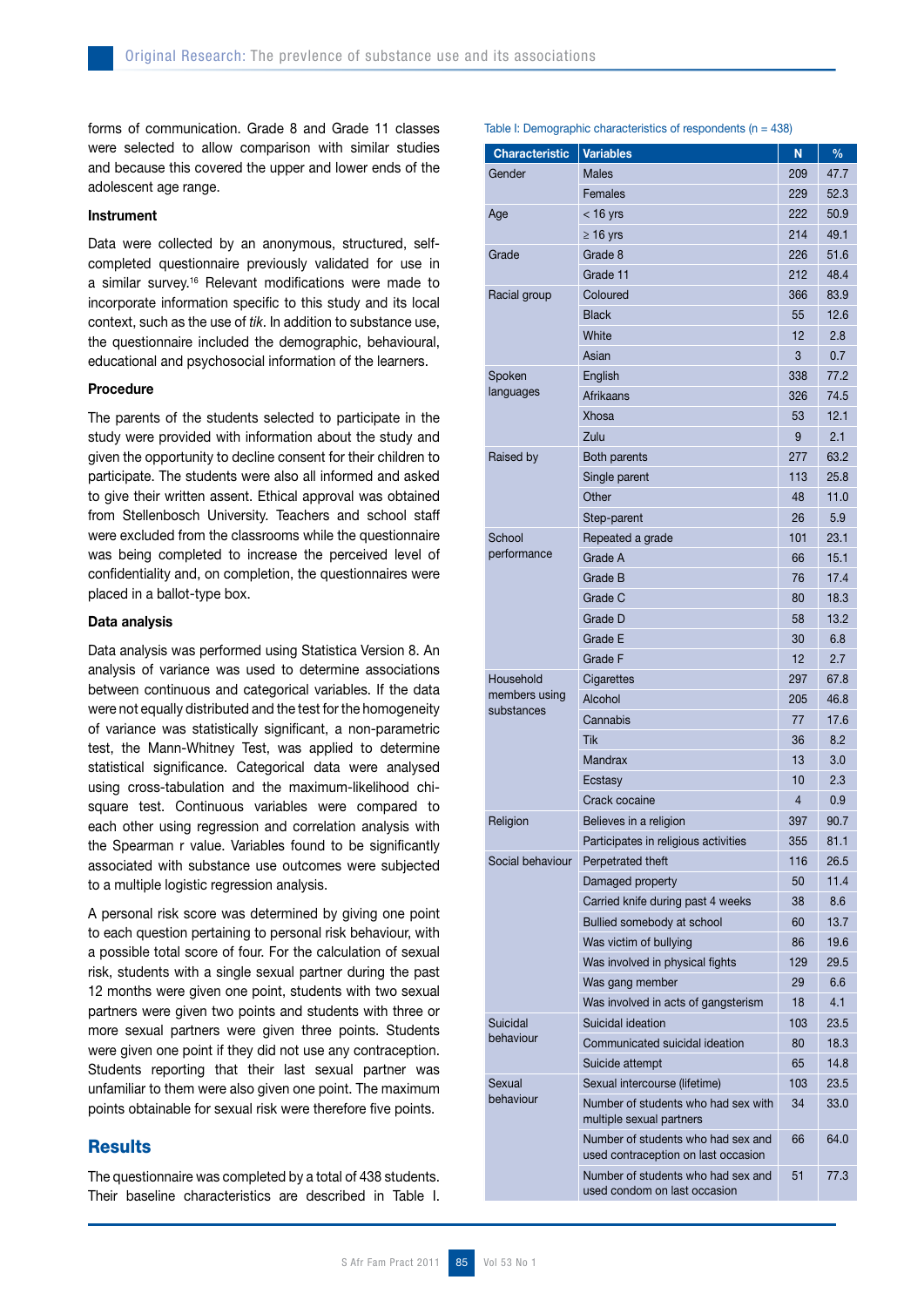forms of communication. Grade 8 and Grade 11 classes were selected to allow comparison with similar studies and because this covered the upper and lower ends of the adolescent age range.

### Instrument

Data were collected by an anonymous, structured, self-completed questionnaire previously validated for use in a similar survey.[16] Relevant modifications were made to incorporate information specific to this study and its local context, such as the use of *tik*. In addition to substance use, the questionnaire included the demographic, behavioural, educational and psychosocial information of the learners.

### Procedure

The parents of the students selected to participate in the study were provided with information about the study and given the opportunity to decline consent for their children to participate. The students were also all informed and asked to give their written assent. Ethical approval was obtained from Stellenbosch University. Teachers and school staff were excluded from the classrooms while the questionnaire was being completed to increase the perceived level of confidentiality and, on completion, the questionnaires were placed in a ballot-type box.

### Data analysis

Data analysis was performed using Statistica Version 8. An analysis of variance was used to determine associations between continuous and categorical variables. If the data were not equally distributed and the test for the homogeneity of variance was statistically significant, a non-parametric test, the Mann-Whitney Test, was applied to determine statistical significance. Categorical data were analysed using cross-tabulation and the maximum-likelihood chi-square test. Continuous variables were compared to each other using regression and correlation analysis with the Spearman r value. Variables found to be significantly associated with substance use outcomes were subjected to a multiple logistic regression analysis.

A personal risk score was determined by giving one point to each question pertaining to personal risk behaviour, with a possible total score of four. For the calculation of sexual risk, students with a single sexual partner during the past 12 months were given one point, students with two sexual partners were given two points and students with three or more sexual partners were given three points. Students were given one point if they did not use any contraception. Students reporting that their last sexual partner was unfamiliar to them were also given one point. The maximum points obtainable for sexual risk were therefore five points.

## Results

The questionnaire was completed by a total of 438 students. Their baseline characteristics are described in Table I.

Table I: Demographic characteristics of respondents (n = 438)

| Characteristic | Variables | N | % |
|---|---|---|---|
| Gender | Males | 209 | 47.7 |
| | Females | 229 | 52.3 |
| Age | < 16 yrs | 222 | 50.9 |
| | ≥ 16 yrs | 214 | 49.1 |
| Grade | Grade 8 | 226 | 51.6 |
| | Grade 11 | 212 | 48.4 |
| Racial group | Coloured | 366 | 83.9 |
| | Black | 55 | 12.6 |
| | White | 12 | 2.8 |
| | Asian | 3 | 0.7 |
| Spoken languages | English | 338 | 77.2 |
| | Afrikaans | 326 | 74.5 |
| | Xhosa | 53 | 12.1 |
| | Zulu | 9 | 2.1 |
| Raised by | Both parents | 277 | 63.2 |
| | Single parent | 113 | 25.8 |
| | Other | 48 | 11.0 |
| | Step-parent | 26 | 5.9 |
| School performance | Repeated a grade | 101 | 23.1 |
| | Grade A | 66 | 15.1 |
| | Grade B | 76 | 17.4 |
| | Grade C | 80 | 18.3 |
| | Grade D | 58 | 13.2 |
| | Grade E | 30 | 6.8 |
| | Grade F | 12 | 2.7 |
| Household members using substances | Cigarettes | 297 | 67.8 |
| | Alcohol | 205 | 46.8 |
| | Cannabis | 77 | 17.6 |
| | Tik | 36 | 8.2 |
| | Mandrax | 13 | 3.0 |
| | Ecstasy | 10 | 2.3 |
| | Crack cocaine | 4 | 0.9 |
| Religion | Believes in a religion | 397 | 90.7 |
| | Participates in religious activities | 355 | 81.1 |
| Social behaviour | Perpetrated theft | 116 | 26.5 |
| | Damaged property | 50 | 11.4 |
| | Carried knife during past 4 weeks | 38 | 8.6 |
| | Bullied somebody at school | 60 | 13.7 |
| | Was victim of bullying | 86 | 19.6 |
| | Was involved in physical fights | 129 | 29.5 |
| | Was gang member | 29 | 6.6 |
| | Was involved in acts of gangsterism | 18 | 4.1 |
| Suicidal behaviour | Suicidal ideation | 103 | 23.5 |
| | Communicated suicidal ideation | 80 | 18.3 |
| | Suicide attempt | 65 | 14.8 |
| Sexual behaviour | Sexual intercourse (lifetime) | 103 | 23.5 |
| | Number of students who had sex with multiple sexual partners | 34 | 33.0 |
| | Number of students who had sex and used contraception on last occasion | 66 | 64.0 |
| | Number of students who had sex and used condom on last occasion | 51 | 77.3 |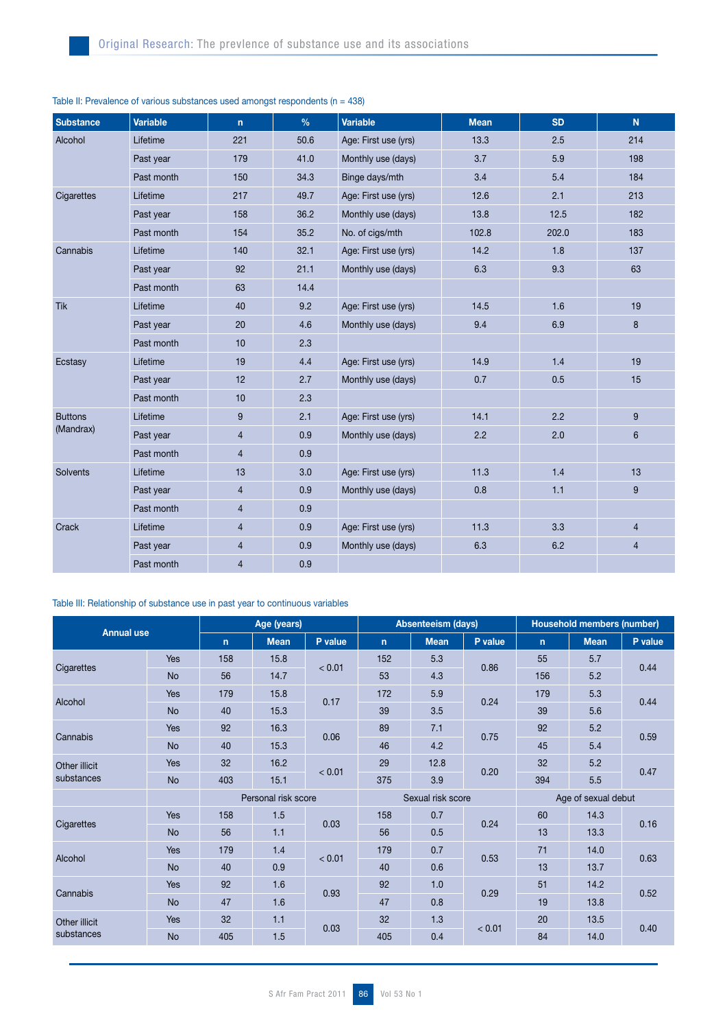Table II: Prevalence of various substances used amongst respondents (n = 438)

| Substance | Variable | n | % | Variable | Mean | SD | N |
|---|---|---|---|---|---|---|---|
| Alcohol | Lifetime | 221 | 50.6 | Age: First use (yrs) | 13.3 | 2.5 | 214 |
| | Past year | 179 | 41.0 | Monthly use (days) | 3.7 | 5.9 | 198 |
| | Past month | 150 | 34.3 | Binge days/mth | 3.4 | 5.4 | 184 |
| Cigarettes | Lifetime | 217 | 49.7 | Age: First use (yrs) | 12.6 | 2.1 | 213 |
| | Past year | 158 | 36.2 | Monthly use (days) | 13.8 | 12.5 | 182 |
| | Past month | 154 | 35.2 | No. of cigs/mth | 102.8 | 202.0 | 183 |
| Cannabis | Lifetime | 140 | 32.1 | Age: First use (yrs) | 14.2 | 1.8 | 137 |
| | Past year | 92 | 21.1 | Monthly use (days) | 6.3 | 9.3 | 63 |
| | Past month | 63 | 14.4 | | | | |
| Tik | Lifetime | 40 | 9.2 | Age: First use (yrs) | 14.5 | 1.6 | 19 |
| | Past year | 20 | 4.6 | Monthly use (days) | 9.4 | 6.9 | 8 |
| | Past month | 10 | 2.3 | | | | |
| Ecstasy | Lifetime | 19 | 4.4 | Age: First use (yrs) | 14.9 | 1.4 | 19 |
| | Past year | 12 | 2.7 | Monthly use (days) | 0.7 | 0.5 | 15 |
| | Past month | 10 | 2.3 | | | | |
| Buttons (Mandrax) | Lifetime | 9 | 2.1 | Age: First use (yrs) | 14.1 | 2.2 | 9 |
| | Past year | 4 | 0.9 | Monthly use (days) | 2.2 | 2.0 | 6 |
| | Past month | 4 | 0.9 | | | | |
| Solvents | Lifetime | 13 | 3.0 | Age: First use (yrs) | 11.3 | 1.4 | 13 |
| | Past year | 4 | 0.9 | Monthly use (days) | 0.8 | 1.1 | 9 |
| | Past month | 4 | 0.9 | | | | |
| Crack | Lifetime | 4 | 0.9 | Age: First use (yrs) | 11.3 | 3.3 | 4 |
| | Past year | 4 | 0.9 | Monthly use (days) | 6.3 | 6.2 | 4 |
| | Past month | 4 | 0.9 | | | | |

Table III: Relationship of substance use in past year to continuous variables

| Annual use | | Age (years) | | | Absenteeism (days) | | | Household members (number) | | |
|---|---|---|---|---|---|---|---|---|---|---|
| | | n | Mean | P value | n | Mean | P value | n | Mean | P value |
| Cigarettes | Yes | 158 | 15.8 | < 0.01 | 152 | 5.3 | 0.86 | 55 | 5.7 | 0.44 |
| | No | 56 | 14.7 | | 53 | 4.3 | | 156 | 5.2 | |
| Alcohol | Yes | 179 | 15.8 | 0.17 | 172 | 5.9 | 0.24 | 179 | 5.3 | 0.44 |
| | No | 40 | 15.3 | | 39 | 3.5 | | 39 | 5.6 | |
| Cannabis | Yes | 92 | 16.3 | 0.06 | 89 | 7.1 | 0.75 | 92 | 5.2 | 0.59 |
| | No | 40 | 15.3 | | 46 | 4.2 | | 45 | 5.4 | |
| Other illicit substances | Yes | 32 | 16.2 | < 0.01 | 29 | 12.8 | 0.20 | 32 | 5.2 | 0.47 |
| | No | 403 | 15.1 | | 375 | 3.9 | | 394 | 5.5 | |
| | | Personal risk score | | | Sexual risk score | | | Age of sexual debut | | |
| Cigarettes | Yes | 158 | 1.5 | 0.03 | 158 | 0.7 | 0.24 | 60 | 14.3 | 0.16 |
| | No | 56 | 1.1 | | 56 | 0.5 | | 13 | 13.3 | |
| Alcohol | Yes | 179 | 1.4 | < 0.01 | 179 | 0.7 | 0.53 | 71 | 14.0 | 0.63 |
| | No | 40 | 0.9 | | 40 | 0.6 | | 13 | 13.7 | |
| Cannabis | Yes | 92 | 1.6 | 0.93 | 92 | 1.0 | 0.29 | 51 | 14.2 | 0.52 |
| | No | 47 | 1.6 | | 47 | 0.8 | | 19 | 13.8 | |
| Other illicit substances | Yes | 32 | 1.1 | 0.03 | 32 | 1.3 | < 0.01 | 20 | 13.5 | 0.40 |
| | No | 405 | 1.5 | | 405 | 0.4 | | 84 | 14.0 | |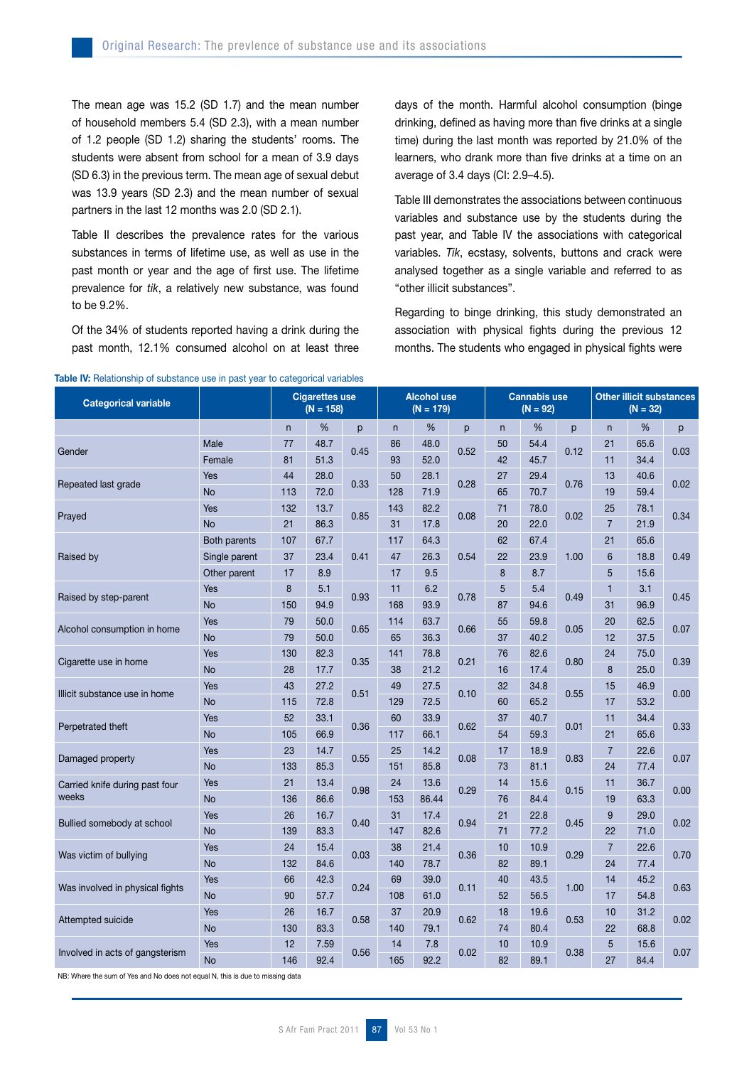The mean age was 15.2 (SD 1.7) and the mean number of household members 5.4 (SD 2.3), with a mean number of 1.2 people (SD 1.2) sharing the students' rooms. The students were absent from school for a mean of 3.9 days (SD 6.3) in the previous term. The mean age of sexual debut was 13.9 years (SD 2.3) and the mean number of sexual partners in the last 12 months was 2.0 (SD 2.1).

Table II describes the prevalence rates for the various substances in terms of lifetime use, as well as use in the past month or year and the age of first use. The lifetime prevalence for *tik*, a relatively new substance, was found to be 9.2%.

Of the 34% of students reported having a drink during the past month, 12.1% consumed alcohol on at least three days of the month. Harmful alcohol consumption (binge drinking, defined as having more than five drinks at a single time) during the last month was reported by 21.0% of the learners, who drank more than five drinks at a time on an average of 3.4 days (CI: 2.9–4.5).

Table III demonstrates the associations between continuous variables and substance use by the students during the past year, and Table IV the associations with categorical variables. *Tik*, ecstasy, solvents, buttons and crack were analysed together as a single variable and referred to as "other illicit substances".

Regarding to binge drinking, this study demonstrated an association with physical fights during the previous 12 months. The students who engaged in physical fights were

**Table IV:** Relationship of substance use in past year to categorical variables

| Categorical variable | | Cigarettes use (N = 158) | | | Alcohol use (N = 179) | | | Cannabis use (N = 92) | | | Other illicit substances (N = 32) | | |
|---|---|---|---|---|---|---|---|---|---|---|---|---|---|
| | | n | % | p | n | % | p | n | % | p | n | % | p |
| Gender | Male | 77 | 48.7 | 0.45 | 86 | 48.0 | 0.52 | 50 | 54.4 | 0.12 | 21 | 65.6 | 0.03 |
| | Female | 81 | 51.3 | | 93 | 52.0 | | 42 | 45.7 | | 11 | 34.4 | |
| Repeated last grade | Yes | 44 | 28.0 | 0.33 | 50 | 28.1 | 0.28 | 27 | 29.4 | 0.76 | 13 | 40.6 | 0.02 |
| | No | 113 | 72.0 | | 128 | 71.9 | | 65 | 70.7 | | 19 | 59.4 | |
| Prayed | Yes | 132 | 13.7 | 0.85 | 143 | 82.2 | 0.08 | 71 | 78.0 | 0.02 | 25 | 78.1 | 0.34 |
| | No | 21 | 86.3 | | 31 | 17.8 | | 20 | 22.0 | | 7 | 21.9 | |
| Raised by | Both parents | 107 | 67.7 | 0.41 | 117 | 64.3 | 0.54 | 62 | 67.4 | 1.00 | 21 | 65.6 | 0.49 |
| | Single parent | 37 | 23.4 | | 47 | 26.3 | | 22 | 23.9 | | 6 | 18.8 | |
| | Other parent | 17 | 8.9 | | 17 | 9.5 | | 8 | 8.7 | | 5 | 15.6 | |
| Raised by step-parent | Yes | 8 | 5.1 | 0.93 | 11 | 6.2 | 0.78 | 5 | 5.4 | 0.49 | 1 | 3.1 | 0.45 |
| | No | 150 | 94.9 | | 168 | 93.9 | | 87 | 94.6 | | 31 | 96.9 | |
| Alcohol consumption in home | Yes | 79 | 50.0 | 0.65 | 114 | 63.7 | 0.66 | 55 | 59.8 | 0.05 | 20 | 62.5 | 0.07 |
| | No | 79 | 50.0 | | 65 | 36.3 | | 37 | 40.2 | | 12 | 37.5 | |
| Cigarette use in home | Yes | 130 | 82.3 | 0.35 | 141 | 78.8 | 0.21 | 76 | 82.6 | 0.80 | 24 | 75.0 | 0.39 |
| | No | 28 | 17.7 | | 38 | 21.2 | | 16 | 17.4 | | 8 | 25.0 | |
| Illicit substance use in home | Yes | 43 | 27.2 | 0.51 | 49 | 27.5 | 0.10 | 32 | 34.8 | 0.55 | 15 | 46.9 | 0.00 |
| | No | 115 | 72.8 | | 129 | 72.5 | | 60 | 65.2 | | 17 | 53.2 | |
| Perpetrated theft | Yes | 52 | 33.1 | 0.36 | 60 | 33.9 | 0.62 | 37 | 40.7 | 0.01 | 11 | 34.4 | 0.33 |
| | No | 105 | 66.9 | | 117 | 66.1 | | 54 | 59.3 | | 21 | 65.6 | |
| Damaged property | Yes | 23 | 14.7 | 0.55 | 25 | 14.2 | 0.08 | 17 | 18.9 | 0.83 | 7 | 22.6 | 0.07 |
| | No | 133 | 85.3 | | 151 | 85.8 | | 73 | 81.1 | | 24 | 77.4 | |
| Carried knife during past four weeks | Yes | 21 | 13.4 | 0.98 | 24 | 13.6 | 0.29 | 14 | 15.6 | 0.15 | 11 | 36.7 | 0.00 |
| | No | 136 | 86.6 | | 153 | 86.44 | | 76 | 84.4 | | 19 | 63.3 | |
| Bullied somebody at school | Yes | 26 | 16.7 | 0.40 | 31 | 17.4 | 0.94 | 21 | 22.8 | 0.45 | 9 | 29.0 | 0.02 |
| | No | 139 | 83.3 | | 147 | 82.6 | | 71 | 77.2 | | 22 | 71.0 | |
| Was victim of bullying | Yes | 24 | 15.4 | 0.03 | 38 | 21.4 | 0.36 | 10 | 10.9 | 0.29 | 7 | 22.6 | 0.70 |
| | No | 132 | 84.6 | | 140 | 78.7 | | 82 | 89.1 | | 24 | 77.4 | |
| Was involved in physical fights | Yes | 66 | 42.3 | 0.24 | 69 | 39.0 | 0.11 | 40 | 43.5 | 1.00 | 14 | 45.2 | 0.63 |
| | No | 90 | 57.7 | | 108 | 61.0 | | 52 | 56.5 | | 17 | 54.8 | |
| Attempted suicide | Yes | 26 | 16.7 | 0.58 | 37 | 20.9 | 0.62 | 18 | 19.6 | 0.53 | 10 | 31.2 | 0.02 |
| | No | 130 | 83.3 | | 140 | 79.1 | | 74 | 80.4 | | 22 | 68.8 | |
| Involved in acts of gangsterism | Yes | 12 | 7.59 | 0.56 | 14 | 7.8 | 0.02 | 10 | 10.9 | 0.38 | 5 | 15.6 | 0.07 |
| | No | 146 | 92.4 | | 165 | 92.2 | | 82 | 89.1 | | 27 | 84.4 | |

NB: Where the sum of Yes and No does not equal N, this is due to missing data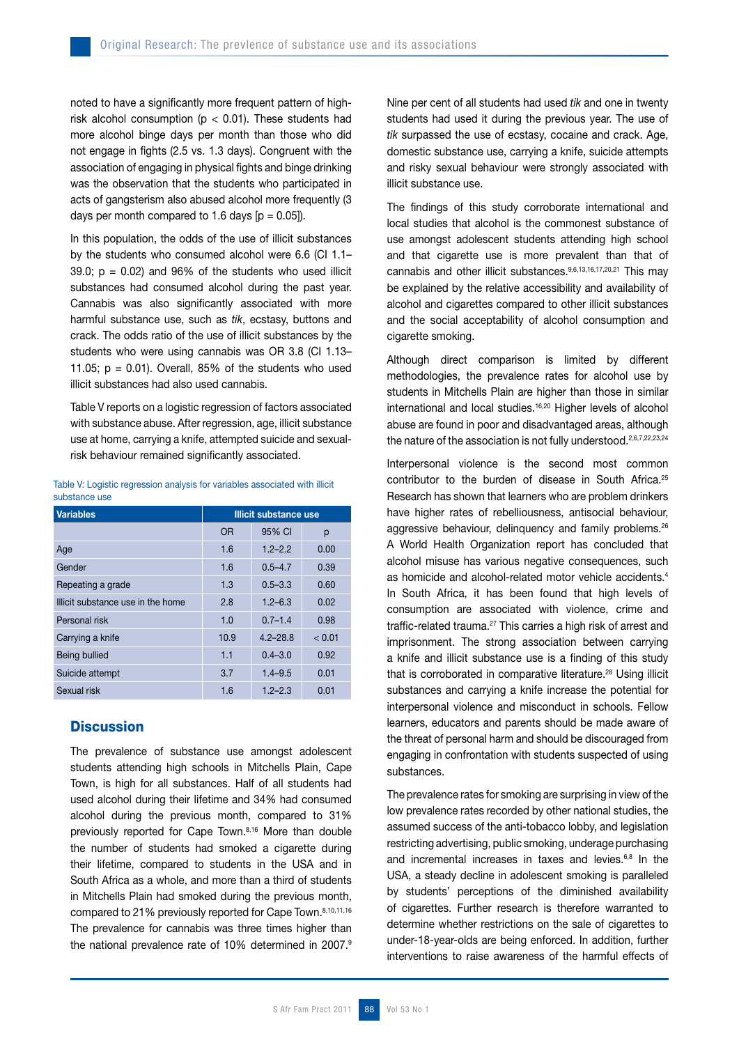noted to have a significantly more frequent pattern of high-risk alcohol consumption ($p < 0.01$). These students had more alcohol binge days per month than those who did not engage in fights (2.5 vs. 1.3 days). Congruent with the association of engaging in physical fights and binge drinking was the observation that the students who participated in acts of gangsterism also abused alcohol more frequently (3 days per month compared to 1.6 days [$p = 0.05$]).

In this population, the odds of the use of illicit substances by the students who consumed alcohol were 6.6 (CI 1.1–39.0; $p = 0.02$) and 96% of the students who used illicit substances had consumed alcohol during the past year. Cannabis was also significantly associated with more harmful substance use, such as *tik*, ecstasy, buttons and crack. The odds ratio of the use of illicit substances by the students who were using cannabis was OR 3.8 (CI 1.13–11.05; $p = 0.01$). Overall, 85% of the students who used illicit substances had also used cannabis.

Table V reports on a logistic regression of factors associated with substance abuse. After regression, age, illicit substance use at home, carrying a knife, attempted suicide and sexual-risk behaviour remained significantly associated.

Table V: Logistic regression analysis for variables associated with illicit substance use

| Variables | Illicit substance use | | |
|---|---|---|---|
| | OR | 95% CI | p |
| Age | 1.6 | 1.2–2.2 | 0.00 |
| Gender | 1.6 | 0.5–4.7 | 0.39 |
| Repeating a grade | 1.3 | 0.5–3.3 | 0.60 |
| Illicit substance use in the home | 2.8 | 1.2–6.3 | 0.02 |
| Personal risk | 1.0 | 0.7–1.4 | 0.98 |
| Carrying a knife | 10.9 | 4.2–28.8 | < 0.01 |
| Being bullied | 1.1 | 0.4–3.0 | 0.92 |
| Suicide attempt | 3.7 | 1.4–9.5 | 0.01 |
| Sexual risk | 1.6 | 1.2–2.3 | 0.01 |

## Discussion

The prevalence of substance use amongst adolescent students attending high schools in Mitchells Plain, Cape Town, is high for all substances. Half of all students had used alcohol during their lifetime and 34% had consumed alcohol during the previous month, compared to 31% previously reported for Cape Town.[8,16] More than double the number of students had smoked a cigarette during their lifetime, compared to students in the USA and in South Africa as a whole, and more than a third of students in Mitchells Plain had smoked during the previous month, compared to 21% previously reported for Cape Town.[8,10,11,16] The prevalence for cannabis was three times higher than the national prevalence rate of 10% determined in 2007.[9]

Nine per cent of all students had used *tik* and one in twenty students had used it during the previous year. The use of *tik* surpassed the use of ecstasy, cocaine and crack. Age, domestic substance use, carrying a knife, suicide attempts and risky sexual behaviour were strongly associated with illicit substance use.

The findings of this study corroborate international and local studies that alcohol is the commonest substance of use amongst adolescent students attending high school and that cigarette use is more prevalent than that of cannabis and other illicit substances.[9,6,13,16,17,20,21] This may be explained by the relative accessibility and availability of alcohol and cigarettes compared to other illicit substances and the social acceptability of alcohol consumption and cigarette smoking.

Although direct comparison is limited by different methodologies, the prevalence rates for alcohol use by students in Mitchells Plain are higher than those in similar international and local studies.[16,20] Higher levels of alcohol abuse are found in poor and disadvantaged areas, although the nature of the association is not fully understood.[2,6,7,22,23,24]

Interpersonal violence is the second most common contributor to the burden of disease in South Africa.[25] Research has shown that learners who are problem drinkers have higher rates of rebelliousness, antisocial behaviour, aggressive behaviour, delinquency and family problems.[26] A World Health Organization report has concluded that alcohol misuse has various negative consequences, such as homicide and alcohol-related motor vehicle accidents.[4] In South Africa, it has been found that high levels of consumption are associated with violence, crime and traffic-related trauma.[27] This carries a high risk of arrest and imprisonment. The strong association between carrying a knife and illicit substance use is a finding of this study that is corroborated in comparative literature.[28] Using illicit substances and carrying a knife increase the potential for interpersonal violence and misconduct in schools. Fellow learners, educators and parents should be made aware of the threat of personal harm and should be discouraged from engaging in confrontation with students suspected of using substances.

The prevalence rates for smoking are surprising in view of the low prevalence rates recorded by other national studies, the assumed success of the anti-tobacco lobby, and legislation restricting advertising, public smoking, underage purchasing and incremental increases in taxes and levies.[6,8] In the USA, a steady decline in adolescent smoking is paralleled by students' perceptions of the diminished availability of cigarettes. Further research is therefore warranted to determine whether restrictions on the sale of cigarettes to under-18-year-olds are being enforced. In addition, further interventions to raise awareness of the harmful effects of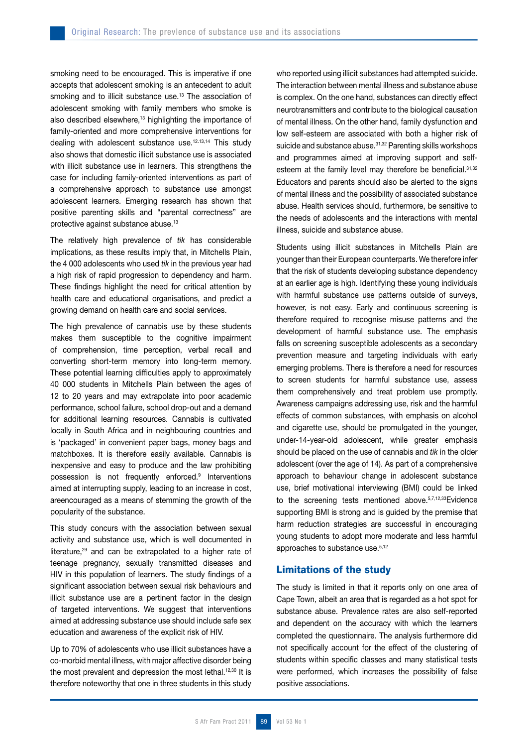smoking need to be encouraged. This is imperative if one accepts that adolescent smoking is an antecedent to adult smoking and to illicit substance use.[13] The association of adolescent smoking with family members who smoke is also described elsewhere,[13] highlighting the importance of family-oriented and more comprehensive interventions for dealing with adolescent substance use.[12,13,14] This study also shows that domestic illicit substance use is associated with illicit substance use in learners. This strengthens the case for including family-oriented interventions as part of a comprehensive approach to substance use amongst adolescent learners. Emerging research has shown that positive parenting skills and "parental correctness" are protective against substance abuse.[13]

The relatively high prevalence of *tik* has considerable implications, as these results imply that, in Mitchells Plain, the 4 000 adolescents who used *tik* in the previous year had a high risk of rapid progression to dependency and harm. These findings highlight the need for critical attention by health care and educational organisations, and predict a growing demand on health care and social services.

The high prevalence of cannabis use by these students makes them susceptible to the cognitive impairment of comprehension, time perception, verbal recall and converting short-term memory into long-term memory. These potential learning difficulties apply to approximately 40 000 students in Mitchells Plain between the ages of 12 to 20 years and may extrapolate into poor academic performance, school failure, school drop-out and a demand for additional learning resources. Cannabis is cultivated locally in South Africa and in neighbouring countries and is 'packaged' in convenient paper bags, money bags and matchboxes. It is therefore easily available. Cannabis is inexpensive and easy to produce and the law prohibiting possession is not frequently enforced.[9] Interventions aimed at interrupting supply, leading to an increase in cost, areencouraged as a means of stemming the growth of the popularity of the substance.

This study concurs with the association between sexual activity and substance use, which is well documented in literature,[29] and can be extrapolated to a higher rate of teenage pregnancy, sexually transmitted diseases and HIV in this population of learners. The study findings of a significant association between sexual risk behaviours and illicit substance use are a pertinent factor in the design of targeted interventions. We suggest that interventions aimed at addressing substance use should include safe sex education and awareness of the explicit risk of HIV.

Up to 70% of adolescents who use illicit substances have a co-morbid mental illness, with major affective disorder being the most prevalent and depression the most lethal.[12,30] It is therefore noteworthy that one in three students in this study who reported using illicit substances had attempted suicide. The interaction between mental illness and substance abuse is complex. On the one hand, substances can directly effect neurotransmitters and contribute to the biological causation of mental illness. On the other hand, family dysfunction and low self-esteem are associated with both a higher risk of suicide and substance abuse.[31,32] Parenting skills workshops and programmes aimed at improving support and self-esteem at the family level may therefore be beneficial.[31,32] Educators and parents should also be alerted to the signs of mental illness and the possibility of associated substance abuse. Health services should, furthermore, be sensitive to the needs of adolescents and the interactions with mental illness, suicide and substance abuse.

Students using illicit substances in Mitchells Plain are younger than their European counterparts. We therefore infer that the risk of students developing substance dependency at an earlier age is high. Identifying these young individuals with harmful substance use patterns outside of surveys, however, is not easy. Early and continuous screening is therefore required to recognise misuse patterns and the development of harmful substance use. The emphasis falls on screening susceptible adolescents as a secondary prevention measure and targeting individuals with early emerging problems. There is therefore a need for resources to screen students for harmful substance use, assess them comprehensively and treat problem use promptly. Awareness campaigns addressing use, risk and the harmful effects of common substances, with emphasis on alcohol and cigarette use, should be promulgated in the younger, under-14-year-old adolescent, while greater emphasis should be placed on the use of cannabis and *tik* in the older adolescent (over the age of 14). As part of a comprehensive approach to behaviour change in adolescent substance use, brief motivational interviewing (BMI) could be linked to the screening tests mentioned above.[5,7,12,33]Evidence supporting BMI is strong and is guided by the premise that harm reduction strategies are successful in encouraging young students to adopt more moderate and less harmful approaches to substance use.[5,12]

## Limitations of the study

The study is limited in that it reports only on one area of Cape Town, albeit an area that is regarded as a hot spot for substance abuse. Prevalence rates are also self-reported and dependent on the accuracy with which the learners completed the questionnaire. The analysis furthermore did not specifically account for the effect of the clustering of students within specific classes and many statistical tests were performed, which increases the possibility of false positive associations.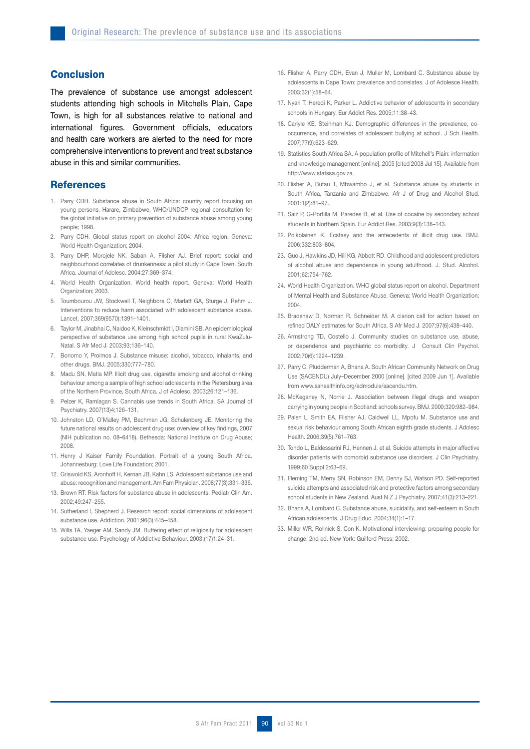## Conclusion

The prevalence of substance use amongst adolescent students attending high schools in Mitchells Plain, Cape Town, is high for all substances relative to national and international figures. Government officials, educators and health care workers are alerted to the need for more comprehensive interventions to prevent and treat substance abuse in this and similar communities.

## References

1. Parry CDH. Substance abuse in South Africa: country report focusing on young persons. Harare, Zimbabwe, WHO/UNDCP regional consultation for the global initiative on primary prevention of substance abuse among young people; 1998.
2. Parry CDH. Global status report on alcohol 2004: Africa region. Geneva: World Health Organization; 2004.
3. Parry DHP, Morojele NK, Saban A, Flisher AJ. Brief report: social and neighbourhood correlates of drunkenness: a pilot study in Cape Town, South Africa. Journal of Adolesc. 2004;27:369–374.
4. World Health Organization. World health report. Geneva: World Health Organization; 2003.
5. Toumbourou JW, Stockwell T, Neighbors C, Marlatt GA, Sturge J, Rehm J. Interventions to reduce harm associated with adolescent substance abuse. Lancet. 2007;369(9570):1391–1401.
6. Taylor M, Jinabhai C, Naidoo K, Kleinschmidt I, Dlamini SB. An epidemiological perspective of substance use among high school pupils in rural KwaZulu-Natal. S Afr Med J. 2003;93;136–140.
7. Bonomo Y, Proimos J. Substance misuse: alcohol, tobacco, inhalants, and other drugs. BMJ. 2005;330;777–780.
8. Madu SN, Matla MP. Illicit drug use, cigarette smoking and alcohol drinking behaviour among a sample of high school adolescents in the Pietersburg area of the Northern Province, South Africa. J of Adolesc. 2003;26:121–136.
9. Pelzer K, Ramlagan S. Cannabis use trends in South Africa. SA Journal of Psychiatry. 2007(13)4;126–131.
10. Johnston LD, O'Malley PM, Bachman JG, Schulenberg JE. Monitoring the future national results on adolescent drug use: overview of key findings, 2007 (NIH publication no. 08–6418). Bethesda: National Institute on Drug Abuse; 2008.
11. Henry J Kaiser Family Foundation. Portrait of a young South Africa. Johannesburg: Love Life Foundation; 2001.
12. Griswold KS, Aronhoff H, Kernan JB, Kahn LS. Adolescent substance use and abuse: recognition and management. Am Fam Physician. 2008;77(3):331–336.
13. Brown RT. Risk factors for substance abuse in adolescents. Pediatr Clin Am. 2002;49:247–255.
14. Sutherland I, Shepherd J. Research report: social dimensions of adolescent substance use. Addiction. 2001;96(3):445–458.
15. Wills TA, Yaeger AM, Sandy JM. Buffering effect of religiosity for adolescent substance use. Psychology of Addictive Behaviour. 2003;(17)1:24–31.
16. Flisher A, Parry CDH, Evan J, Muller M, Lombard C. Substance abuse by adolescents in Cape Town: prevalence and correlates. J of Adolesce Health. 2003;32(1):58–64.
17. Nyari T, Heredi K, Parker L. Addictive behavior of adolescents in secondary schools in Hungary. Eur Addict Res. 2005;11:38–43.
18. Carlyle KE, Steinman KJ. Demographic differences in the prevalence, co-occurrence, and correlates of adolescent bullying at school. J Sch Health. 2007;77(9):623–629.
19. Statistics South Africa SA. A population profile of Mitchell's Plain: information and knowledge management [online]. 2005 [cited 2008 Jul 15]. Available from http://www.statssa.gov.za.
20. Flisher A, Butau T, Mbwambo J, et al. Substance abuse by students in South Africa, Tanzania and Zimbabwe. Afr J of Drug and Alcohol Stud. 2001:1(2):81–97.
21. Saiz P, G-Portilla M, Paredes B, et al. Use of cocaine by secondary school students in Northern Spain. Eur Addict Res. 2003;9(3):138–143.
22. Poikolainen K. Ecstasy and the antecedents of illicit drug use. BMJ. 2006;332:803–804.
23. Guo J, Hawkins JD, Hill KG, Abbott RD. Childhood and adolescent predictors of alcohol abuse and dependence in young adulthood. J. Stud. Alcohol. 2001;62:754–762.
24. World Health Organization. WHO global status report on alcohol. Department of Mental Health and Substance Abuse. Geneva: World Health Organization; 2004.
25. Bradshaw D, Norman R, Schneider M. A clarion call for action based on refined DALY estimates for South Africa. S Afr Med J. 2007;97(6):438–440.
26. Armstrong TD, Costello J. Community studies on substance use, abuse, or dependence and psychiatric co morbidity. J Consult Clin Psychol. 2002;70(6):1224–1239.
27. Parry C, Plüdderman A, Bhana A. South African Community Network on Drug Use (SACENDU) July–December 2000 [online]. [cited 2009 Jun 1]. Available from www.sahealthinfo.org/admodule/sacendu.htm.
28. McKeganey N, Norrie J. Association between illegal drugs and weapon carrying in young people in Scotland: schools survey. BMJ. 2000;320:982–984.
29. Palen L, Smith EA, Flisher AJ, Caldwell LL, Mpofu M. Substance use and sexual risk behaviour among South African eighth grade students. J Adolesc Health. 2006;39(5):761–763.
30. Tondo L, Baldessarini RJ, Hennen J, et al. Suicide attempts in major affective disorder patients with comorbid substance use disorders. J Clin Psychiatry. 1999;60 Suppl 2:63–69.
31. Fleming TM, Merry SN, Robinson EM, Denny SJ, Watson PD. Self-reported suicide attempts and associated risk and protective factors among secondary school students in New Zealand. Aust N Z J Psychiatry. 2007;41(3):213–221.
32. Bhana A, Lombard C. Substance abuse, suicidality, and self-esteem in South African adolescents. J Drug Educ. 2004;34(1):1–17.
33. Miller WR, Rollnick S, Con K. Motivational interviewing: preparing people for change. 2nd ed. New York: Guilford Press; 2002.